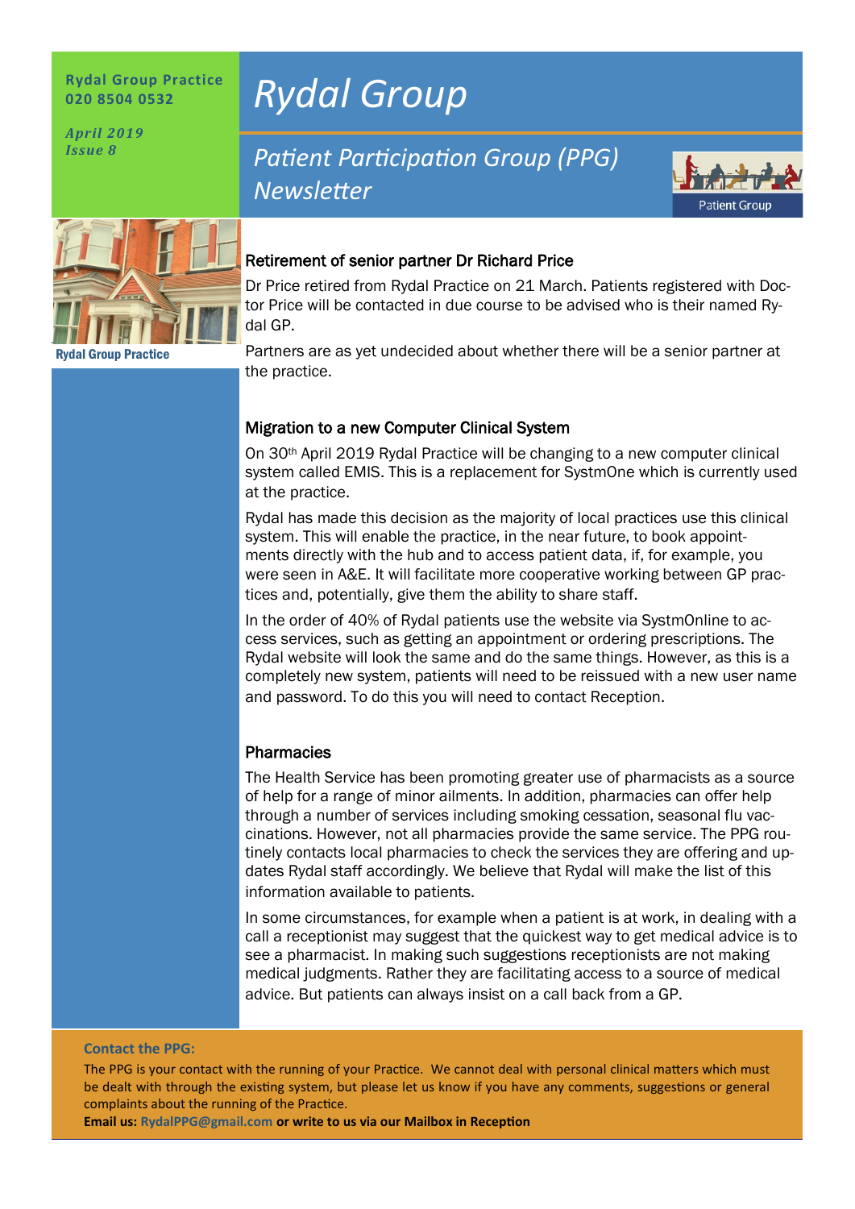**Rydal Group Practice**
**020 8504 0532**

***April 2019***
***Issue 8***

# *Rydal Group*

## *Patient Participation Group (PPG) Newsletter*

Patient Group

Rydal Group Practice

### Retirement of senior partner Dr Richard Price

Dr Price retired from Rydal Practice on 21 March. Patients registered with Doctor Price will be contacted in due course to be advised who is their named Rydal GP.

Partners are as yet undecided about whether there will be a senior partner at the practice.

### Migration to a new Computer Clinical System

On 30th April 2019 Rydal Practice will be changing to a new computer clinical system called EMIS. This is a replacement for SystmOne which is currently used at the practice.

Rydal has made this decision as the majority of local practices use this clinical system. This will enable the practice, in the near future, to book appointments directly with the hub and to access patient data, if, for example, you were seen in A&E. It will facilitate more cooperative working between GP practices and, potentially, give them the ability to share staff.

In the order of 40% of Rydal patients use the website via SystmOnline to access services, such as getting an appointment or ordering prescriptions. The Rydal website will look the same and do the same things. However, as this is a completely new system, patients will need to be reissued with a new user name and password. To do this you will need to contact Reception.

### Pharmacies

The Health Service has been promoting greater use of pharmacists as a source of help for a range of minor ailments. In addition, pharmacies can offer help through a number of services including smoking cessation, seasonal flu vaccinations. However, not all pharmacies provide the same service. The PPG routinely contacts local pharmacies to check the services they are offering and updates Rydal staff accordingly. We believe that Rydal will make the list of this information available to patients.

In some circumstances, for example when a patient is at work, in dealing with a call a receptionist may suggest that the quickest way to get medical advice is to see a pharmacist. In making such suggestions receptionists are not making medical judgments. Rather they are facilitating access to a source of medical advice. But patients can always insist on a call back from a GP.

**Contact the PPG:**

The PPG is your contact with the running of your Practice. We cannot deal with personal clinical matters which must be dealt with through the existing system, but please let us know if you have any comments, suggestions or general complaints about the running of the Practice.

**Email us: RydalPPG@gmail.com or write to us via our Mailbox in Reception**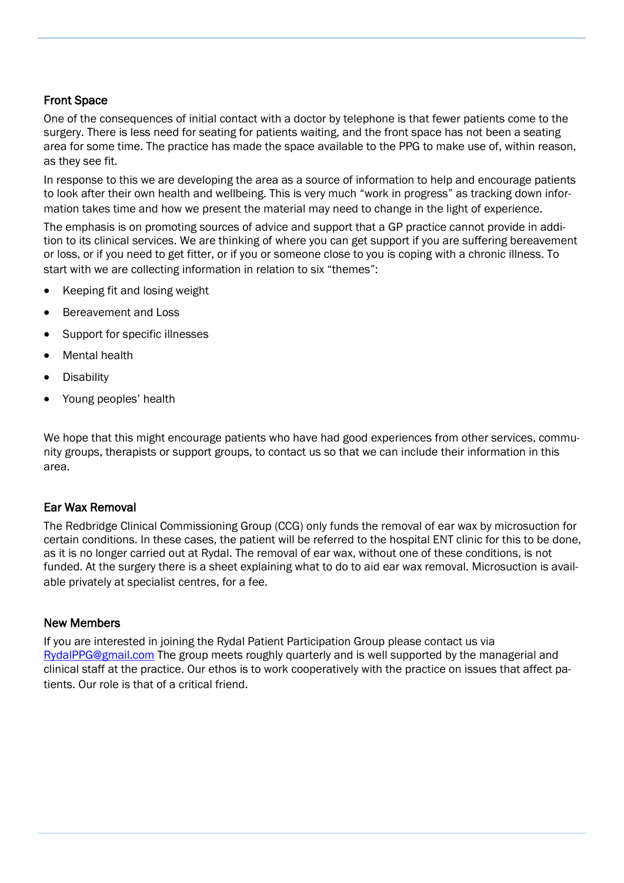## Front Space

One of the consequences of initial contact with a doctor by telephone is that fewer patients come to the surgery. There is less need for seating for patients waiting, and the front space has not been a seating area for some time. The practice has made the space available to the PPG to make use of, within reason, as they see fit.

In response to this we are developing the area as a source of information to help and encourage patients to look after their own health and wellbeing. This is very much "work in progress" as tracking down information takes time and how we present the material may need to change in the light of experience.

The emphasis is on promoting sources of advice and support that a GP practice cannot provide in addition to its clinical services. We are thinking of where you can get support if you are suffering bereavement or loss, or if you need to get fitter, or if you or someone close to you is coping with a chronic illness. To start with we are collecting information in relation to six "themes":

- Keeping fit and losing weight
- Bereavement and Loss
- Support for specific illnesses
- Mental health
- Disability
- Young peoples' health

We hope that this might encourage patients who have had good experiences from other services, community groups, therapists or support groups, to contact us so that we can include their information in this area.

## Ear Wax Removal

The Redbridge Clinical Commissioning Group (CCG) only funds the removal of ear wax by microsuction for certain conditions. In these cases, the patient will be referred to the hospital ENT clinic for this to be done, as it is no longer carried out at Rydal. The removal of ear wax, without one of these conditions, is not funded. At the surgery there is a sheet explaining what to do to aid ear wax removal. Microsuction is available privately at specialist centres, for a fee.

## New Members

If you are interested in joining the Rydal Patient Participation Group please contact us via RydalPPG@gmail.com The group meets roughly quarterly and is well supported by the managerial and clinical staff at the practice. Our ethos is to work cooperatively with the practice on issues that affect patients. Our role is that of a critical friend.